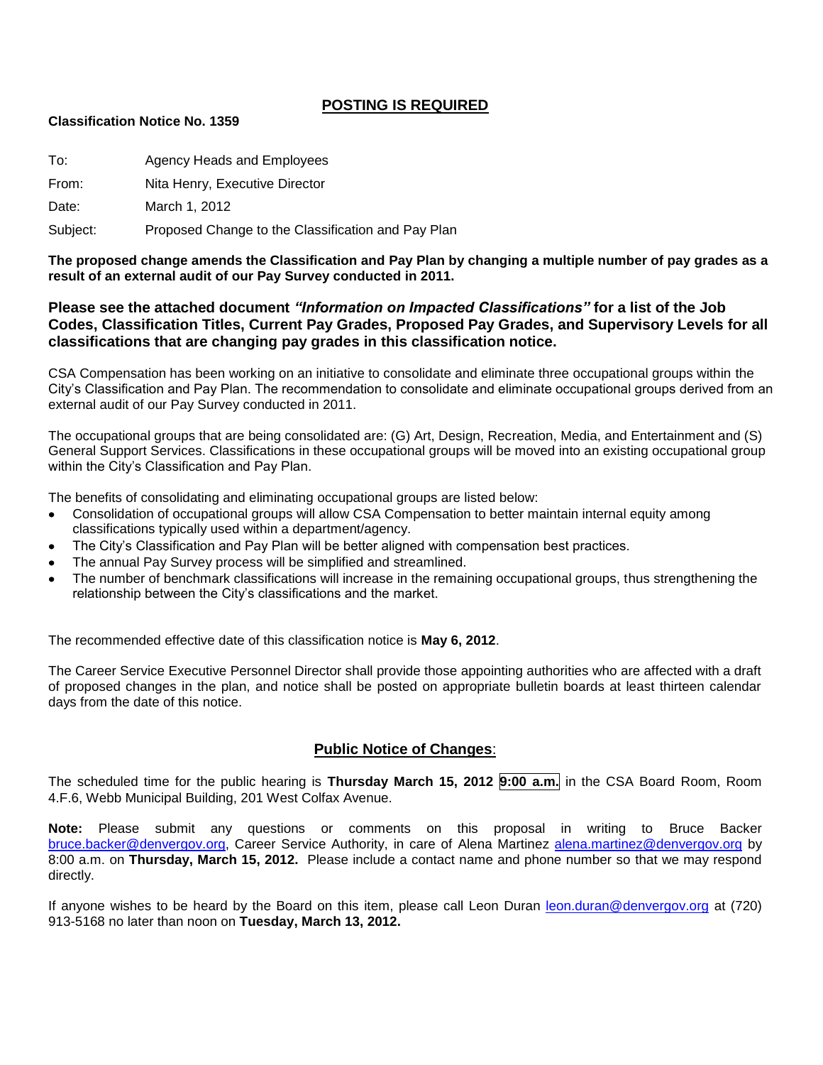## POSTING IS REQUIRED

**Classification Notice No. 1359**

To: Agency Heads and Employees

From: Nita Henry, Executive Director

Date: March 1, 2012

Subject: Proposed Change to the Classification and Pay Plan

**The proposed change amends the Classification and Pay Plan by changing a multiple number of pay grades as a result of an external audit of our Pay Survey conducted in 2011.**

**Please see the attached document *"Information on Impacted Classifications"* for a list of the Job Codes, Classification Titles, Current Pay Grades, Proposed Pay Grades, and Supervisory Levels for all classifications that are changing pay grades in this classification notice.**

CSA Compensation has been working on an initiative to consolidate and eliminate three occupational groups within the City's Classification and Pay Plan. The recommendation to consolidate and eliminate occupational groups derived from an external audit of our Pay Survey conducted in 2011.

The occupational groups that are being consolidated are: (G) Art, Design, Recreation, Media, and Entertainment and (S) General Support Services. Classifications in these occupational groups will be moved into an existing occupational group within the City's Classification and Pay Plan.

The benefits of consolidating and eliminating occupational groups are listed below:

- Consolidation of occupational groups will allow CSA Compensation to better maintain internal equity among classifications typically used within a department/agency.
- The City's Classification and Pay Plan will be better aligned with compensation best practices.
- The annual Pay Survey process will be simplified and streamlined.
- The number of benchmark classifications will increase in the remaining occupational groups, thus strengthening the relationship between the City's classifications and the market.

The recommended effective date of this classification notice is **May 6, 2012**.

The Career Service Executive Personnel Director shall provide those appointing authorities who are affected with a draft of proposed changes in the plan, and notice shall be posted on appropriate bulletin boards at least thirteen calendar days from the date of this notice.

## Public Notice of Changes:

The scheduled time for the public hearing is **Thursday March 15, 2012 9:00 a.m.** in the CSA Board Room, Room 4.F.6, Webb Municipal Building, 201 West Colfax Avenue.

**Note:** Please submit any questions or comments on this proposal in writing to Bruce Backer bruce.backer@denvergov.org, Career Service Authority, in care of Alena Martinez alena.martinez@denvergov.org by 8:00 a.m. on **Thursday, March 15, 2012.** Please include a contact name and phone number so that we may respond directly.

If anyone wishes to be heard by the Board on this item, please call Leon Duran leon.duran@denvergov.org at (720) 913-5168 no later than noon on **Tuesday, March 13, 2012.**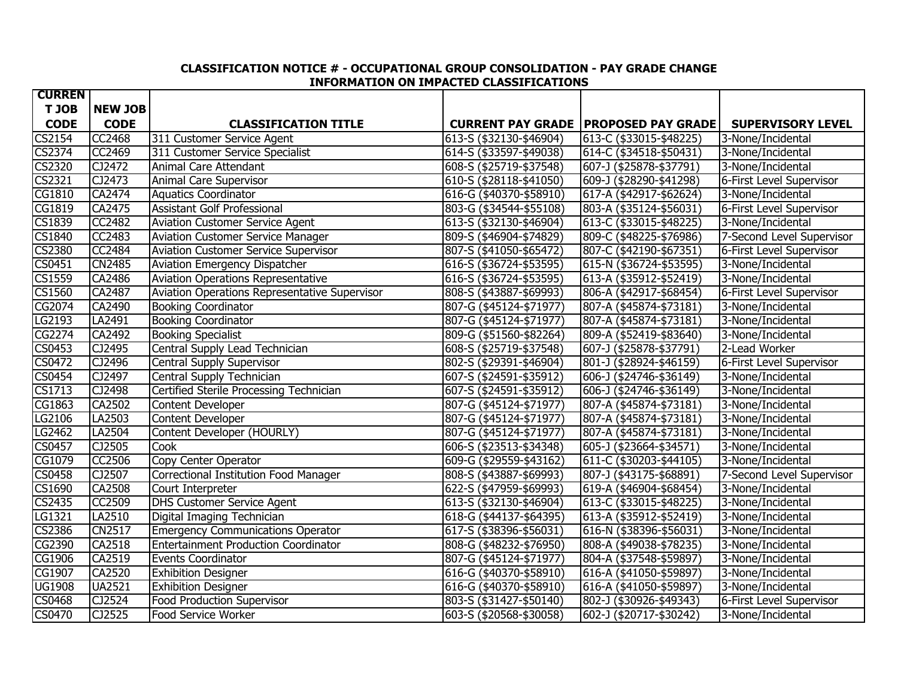**CLASSIFICATION NOTICE # - OCCUPATIONAL GROUP CONSOLIDATION - PAY GRADE CHANGE**
**INFORMATION ON IMPACTED CLASSIFICATIONS**

| CURRENT JOB CODE | NEW JOB CODE | CLASSIFICATION TITLE | CURRENT PAY GRADE | PROPOSED PAY GRADE | SUPERVISORY LEVEL |
|---|---|---|---|---|---|
| CS2154 | CC2468 | 311 Customer Service Agent | 613-S ($32130-$46904) | 613-C ($33015-$48225) | 3-None/Incidental |
| CS2374 | CC2469 | 311 Customer Service Specialist | 614-S ($33597-$49038) | 614-C ($34518-$50431) | 3-None/Incidental |
| CS2320 | CJ2472 | Animal Care Attendant | 608-S ($25719-$37548) | 607-J ($25878-$37791) | 3-None/Incidental |
| CS2321 | CJ2473 | Animal Care Supervisor | 610-S ($28118-$41050) | 609-J ($28290-$41298) | 6-First Level Supervisor |
| CG1810 | CA2474 | Aquatics Coordinator | 616-G ($40370-$58910) | 617-A ($42917-$62624) | 3-None/Incidental |
| CG1819 | CA2475 | Assistant Golf Professional | 803-G ($34544-$55108) | 803-A ($35124-$56031) | 6-First Level Supervisor |
| CS1839 | CC2482 | Aviation Customer Service Agent | 613-S ($32130-$46904) | 613-C ($33015-$48225) | 3-None/Incidental |
| CS1840 | CC2483 | Aviation Customer Service Manager | 809-S ($46904-$74829) | 809-C ($48225-$76986) | 7-Second Level Supervisor |
| CS2380 | CC2484 | Aviation Customer Service Supervisor | 807-S ($41050-$65472) | 807-C ($42190-$67351) | 6-First Level Supervisor |
| CS0451 | CN2485 | Aviation Emergency Dispatcher | 616-S ($36724-$53595) | 615-N ($36724-$53595) | 3-None/Incidental |
| CS1559 | CA2486 | Aviation Operations Representative | 616-S ($36724-$53595) | 613-A ($35912-$52419) | 3-None/Incidental |
| CS1560 | CA2487 | Aviation Operations Representative Supervisor | 808-S ($43887-$69993) | 806-A ($42917-$68454) | 6-First Level Supervisor |
| CG2074 | CA2490 | Booking Coordinator | 807-G ($45124-$71977) | 807-A ($45874-$73181) | 3-None/Incidental |
| LG2193 | LA2491 | Booking Coordinator | 807-G ($45124-$71977) | 807-A ($45874-$73181) | 3-None/Incidental |
| CG2274 | CA2492 | Booking Specialist | 809-G ($51560-$82264) | 809-A ($52419-$83640) | 3-None/Incidental |
| CS0453 | CJ2495 | Central Supply Lead Technician | 608-S ($25719-$37548) | 607-J ($25878-$37791) | 2-Lead Worker |
| CS0472 | CJ2496 | Central Supply Supervisor | 802-S ($29391-$46904) | 801-J ($28924-$46159) | 6-First Level Supervisor |
| CS0454 | CJ2497 | Central Supply Technician | 607-S ($24591-$35912) | 606-J ($24746-$36149) | 3-None/Incidental |
| CS1713 | CJ2498 | Certified Sterile Processing Technician | 607-S ($24591-$35912) | 606-J ($24746-$36149) | 3-None/Incidental |
| CG1863 | CA2502 | Content Developer | 807-G ($45124-$71977) | 807-A ($45874-$73181) | 3-None/Incidental |
| LG2106 | LA2503 | Content Developer | 807-G ($45124-$71977) | 807-A ($45874-$73181) | 3-None/Incidental |
| LG2462 | LA2504 | Content Developer (HOURLY) | 807-G ($45124-$71977) | 807-A ($45874-$73181) | 3-None/Incidental |
| CS0457 | CJ2505 | Cook | 606-S ($23513-$34348) | 605-J ($23664-$34571) | 3-None/Incidental |
| CG1079 | CC2506 | Copy Center Operator | 609-G ($29559-$43162) | 611-C ($30203-$44105) | 3-None/Incidental |
| CS0458 | CJ2507 | Correctional Institution Food Manager | 808-S ($43887-$69993) | 807-J ($43175-$68891) | 7-Second Level Supervisor |
| CS1690 | CA2508 | Court Interpreter | 622-S ($47959-$69993) | 619-A ($46904-$68454) | 3-None/Incidental |
| CS2435 | CC2509 | DHS Customer Service Agent | 613-S ($32130-$46904) | 613-C ($33015-$48225) | 3-None/Incidental |
| LG1321 | LA2510 | Digital Imaging Technician | 618-G ($44137-$64395) | 613-A ($35912-$52419) | 3-None/Incidental |
| CS2386 | CN2517 | Emergency Communications Operator | 617-S ($38396-$56031) | 616-N ($38396-$56031) | 3-None/Incidental |
| CG2390 | CA2518 | Entertainment Production Coordinator | 808-G ($48232-$76950) | 808-A ($49038-$78235) | 3-None/Incidental |
| CG1906 | CA2519 | Events Coordinator | 807-G ($45124-$71977) | 804-A ($37548-$59897) | 3-None/Incidental |
| CG1907 | CA2520 | Exhibition Designer | 616-G ($40370-$58910) | 616-A ($41050-$59897) | 3-None/Incidental |
| UG1908 | UA2521 | Exhibition Designer | 616-G ($40370-$58910) | 616-A ($41050-$59897) | 3-None/Incidental |
| CS0468 | CJ2524 | Food Production Supervisor | 803-S ($31427-$50140) | 802-J ($30926-$49343) | 6-First Level Supervisor |
| CS0470 | CJ2525 | Food Service Worker | 603-S ($20568-$30058) | 602-J ($20717-$30242) | 3-None/Incidental |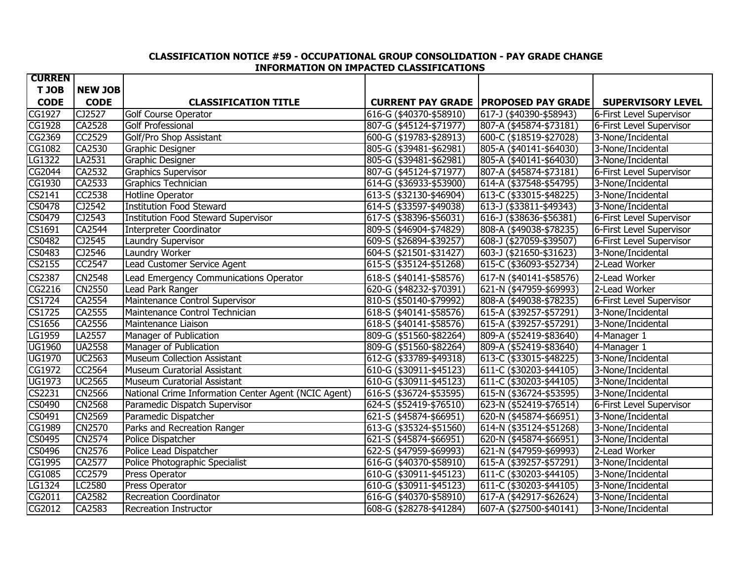**CLASSIFICATION NOTICE #59 - OCCUPATIONAL GROUP CONSOLIDATION - PAY GRADE CHANGE**
**INFORMATION ON IMPACTED CLASSIFICATIONS**

| CURRENT JOB CODE | NEW JOB CODE | CLASSIFICATION TITLE | CURRENT PAY GRADE | PROPOSED PAY GRADE | SUPERVISORY LEVEL |
|---|---|---|---|---|---|
| CG1927 | CJ2527 | Golf Course Operator | 616-G ($40370-$58910) | 617-J ($40390-$58943) | 6-First Level Supervisor |
| CG1928 | CA2528 | Golf Professional | 807-G ($45124-$71977) | 807-A ($45874-$73181) | 6-First Level Supervisor |
| CG2369 | CC2529 | Golf/Pro Shop Assistant | 600-G ($19783-$28913) | 600-C ($18519-$27028) | 3-None/Incidental |
| CG1082 | CA2530 | Graphic Designer | 805-G ($39481-$62981) | 805-A ($40141-$64030) | 3-None/Incidental |
| LG1322 | LA2531 | Graphic Designer | 805-G ($39481-$62981) | 805-A ($40141-$64030) | 3-None/Incidental |
| CG2044 | CA2532 | Graphics Supervisor | 807-G ($45124-$71977) | 807-A ($45874-$73181) | 6-First Level Supervisor |
| CG1930 | CA2533 | Graphics Technician | 614-G ($36933-$53900) | 614-A ($37548-$54795) | 3-None/Incidental |
| CS2141 | CC2538 | Hotline Operator | 613-S ($32130-$46904) | 613-C ($33015-$48225) | 3-None/Incidental |
| CS0478 | CJ2542 | Institution Food Steward | 614-S ($33597-$49038) | 613-J ($33811-$49343) | 3-None/Incidental |
| CS0479 | CJ2543 | Institution Food Steward Supervisor | 617-S ($38396-$56031) | 616-J ($38636-$56381) | 6-First Level Supervisor |
| CS1691 | CA2544 | Interpreter Coordinator | 809-S ($46904-$74829) | 808-A ($49038-$78235) | 6-First Level Supervisor |
| CS0482 | CJ2545 | Laundry Supervisor | 609-S ($26894-$39257) | 608-J ($27059-$39507) | 6-First Level Supervisor |
| CS0483 | CJ2546 | Laundry Worker | 604-S ($21501-$31427) | 603-J ($21650-$31623) | 3-None/Incidental |
| CS2155 | CC2547 | Lead Customer Service Agent | 615-S ($35124-$51268) | 615-C ($36093-$52734) | 2-Lead Worker |
| CS2387 | CN2548 | Lead Emergency Communications Operator | 618-S ($40141-$58576) | 617-N ($40141-$58576) | 2-Lead Worker |
| CG2216 | CN2550 | Lead Park Ranger | 620-G ($48232-$70391) | 621-N ($47959-$69993) | 2-Lead Worker |
| CS1724 | CA2554 | Maintenance Control Supervisor | 810-S ($50140-$79992) | 808-A ($49038-$78235) | 6-First Level Supervisor |
| CS1725 | CA2555 | Maintenance Control Technician | 618-S ($40141-$58576) | 615-A ($39257-$57291) | 3-None/Incidental |
| CS1656 | CA2556 | Maintenance Liaison | 618-S ($40141-$58576) | 615-A ($39257-$57291) | 3-None/Incidental |
| LG1959 | LA2557 | Manager of Publication | 809-G ($51560-$82264) | 809-A ($52419-$83640) | 4-Manager 1 |
| UG1960 | UA2558 | Manager of Publication | 809-G ($51560-$82264) | 809-A ($52419-$83640) | 4-Manager 1 |
| UG1970 | UC2563 | Museum Collection Assistant | 612-G ($33789-$49318) | 613-C ($33015-$48225) | 3-None/Incidental |
| CG1972 | CC2564 | Museum Curatorial Assistant | 610-G ($30911-$45123) | 611-C ($30203-$44105) | 3-None/Incidental |
| UG1973 | UC2565 | Museum Curatorial Assistant | 610-G ($30911-$45123) | 611-C ($30203-$44105) | 3-None/Incidental |
| CS2231 | CN2566 | National Crime Information Center Agent (NCIC Agent) | 616-S ($36724-$53595) | 615-N ($36724-$53595) | 3-None/Incidental |
| CS0490 | CN2568 | Paramedic Dispatch Supervisor | 624-S ($52419-$76510) | 623-N ($52419-$76514) | 6-First Level Supervisor |
| CS0491 | CN2569 | Paramedic Dispatcher | 621-S ($45874-$66951) | 620-N ($45874-$66951) | 3-None/Incidental |
| CG1989 | CN2570 | Parks and Recreation Ranger | 613-G ($35324-$51560) | 614-N ($35124-$51268) | 3-None/Incidental |
| CS0495 | CN2574 | Police Dispatcher | 621-S ($45874-$66951) | 620-N ($45874-$66951) | 3-None/Incidental |
| CS0496 | CN2576 | Police Lead Dispatcher | 622-S ($47959-$69993) | 621-N ($47959-$69993) | 2-Lead Worker |
| CG1995 | CA2577 | Police Photographic Specialist | 616-G ($40370-$58910) | 615-A ($39257-$57291) | 3-None/Incidental |
| CG1085 | CC2579 | Press Operator | 610-G ($30911-$45123) | 611-C ($30203-$44105) | 3-None/Incidental |
| LG1324 | LC2580 | Press Operator | 610-G ($30911-$45123) | 611-C ($30203-$44105) | 3-None/Incidental |
| CG2011 | CA2582 | Recreation Coordinator | 616-G ($40370-$58910) | 617-A ($42917-$62624) | 3-None/Incidental |
| CG2012 | CA2583 | Recreation Instructor | 608-G ($28278-$41284) | 607-A ($27500-$40141) | 3-None/Incidental |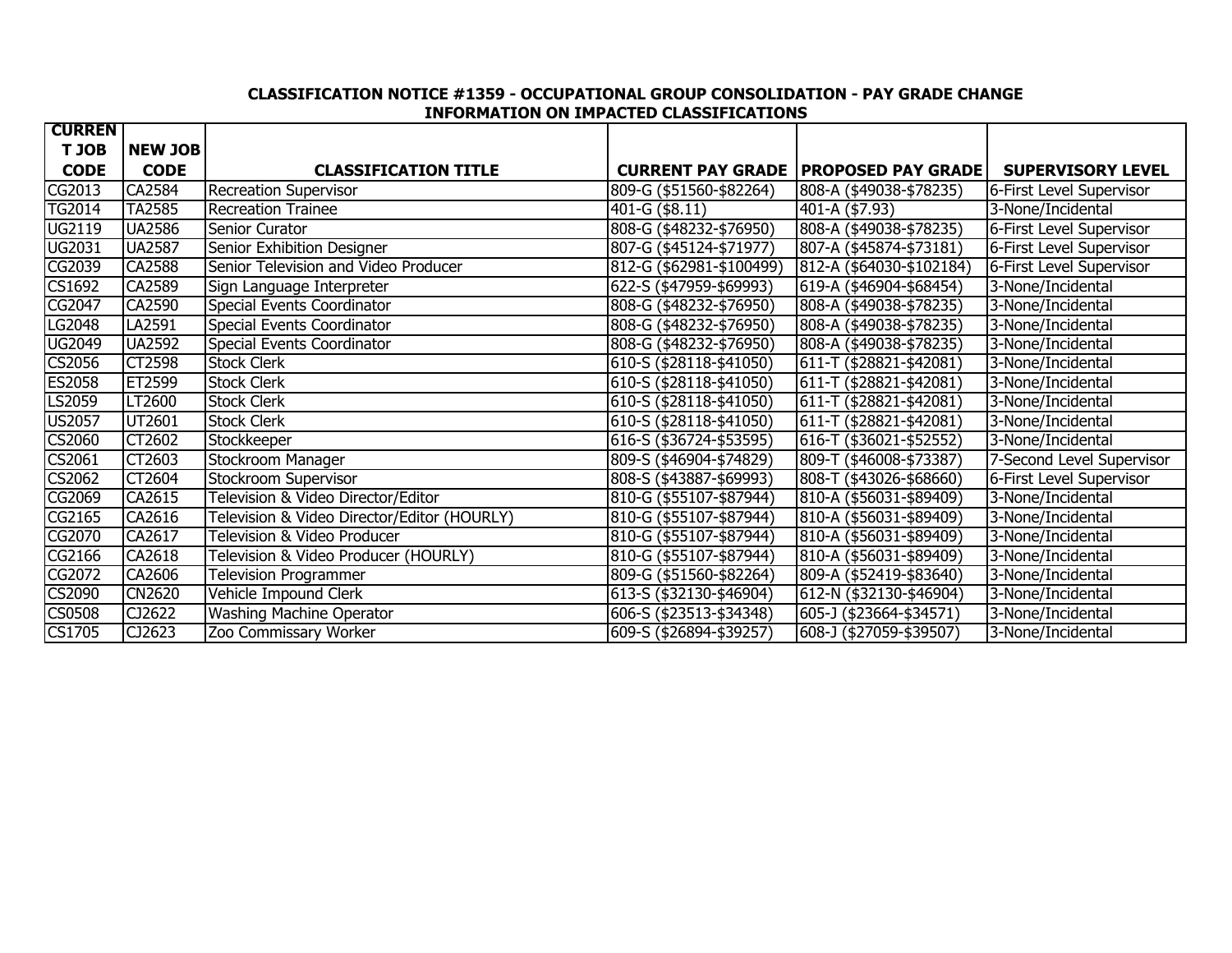**CLASSIFICATION NOTICE #1359 - OCCUPATIONAL GROUP CONSOLIDATION - PAY GRADE CHANGE**
**INFORMATION ON IMPACTED CLASSIFICATIONS**

| CURRENT JOB CODE | NEW JOB CODE | CLASSIFICATION TITLE | CURRENT PAY GRADE | PROPOSED PAY GRADE | SUPERVISORY LEVEL |
|---|---|---|---|---|---|
| CG2013 | CA2584 | Recreation Supervisor | 809-G ($51560-$82264) | 808-A ($49038-$78235) | 6-First Level Supervisor |
| TG2014 | TA2585 | Recreation Trainee | 401-G ($8.11) | 401-A ($7.93) | 3-None/Incidental |
| UG2119 | UA2586 | Senior Curator | 808-G ($48232-$76950) | 808-A ($49038-$78235) | 6-First Level Supervisor |
| UG2031 | UA2587 | Senior Exhibition Designer | 807-G ($45124-$71977) | 807-A ($45874-$73181) | 6-First Level Supervisor |
| CG2039 | CA2588 | Senior Television and Video Producer | 812-G ($62981-$100499) | 812-A ($64030-$102184) | 6-First Level Supervisor |
| CS1692 | CA2589 | Sign Language Interpreter | 622-S ($47959-$69993) | 619-A ($46904-$68454) | 3-None/Incidental |
| CG2047 | CA2590 | Special Events Coordinator | 808-G ($48232-$76950) | 808-A ($49038-$78235) | 3-None/Incidental |
| LG2048 | LA2591 | Special Events Coordinator | 808-G ($48232-$76950) | 808-A ($49038-$78235) | 3-None/Incidental |
| UG2049 | UA2592 | Special Events Coordinator | 808-G ($48232-$76950) | 808-A ($49038-$78235) | 3-None/Incidental |
| CS2056 | CT2598 | Stock Clerk | 610-S ($28118-$41050) | 611-T ($28821-$42081) | 3-None/Incidental |
| ES2058 | ET2599 | Stock Clerk | 610-S ($28118-$41050) | 611-T ($28821-$42081) | 3-None/Incidental |
| LS2059 | LT2600 | Stock Clerk | 610-S ($28118-$41050) | 611-T ($28821-$42081) | 3-None/Incidental |
| US2057 | UT2601 | Stock Clerk | 610-S ($28118-$41050) | 611-T ($28821-$42081) | 3-None/Incidental |
| CS2060 | CT2602 | Stockkeeper | 616-S ($36724-$53595) | 616-T ($36021-$52552) | 3-None/Incidental |
| CS2061 | CT2603 | Stockroom Manager | 809-S ($46904-$74829) | 809-T ($46008-$73387) | 7-Second Level Supervisor |
| CS2062 | CT2604 | Stockroom Supervisor | 808-S ($43887-$69993) | 808-T ($43026-$68660) | 6-First Level Supervisor |
| CG2069 | CA2615 | Television & Video Director/Editor | 810-G ($55107-$87944) | 810-A ($56031-$89409) | 3-None/Incidental |
| CG2165 | CA2616 | Television & Video Director/Editor (HOURLY) | 810-G ($55107-$87944) | 810-A ($56031-$89409) | 3-None/Incidental |
| CG2070 | CA2617 | Television & Video Producer | 810-G ($55107-$87944) | 810-A ($56031-$89409) | 3-None/Incidental |
| CG2166 | CA2618 | Television & Video Producer (HOURLY) | 810-G ($55107-$87944) | 810-A ($56031-$89409) | 3-None/Incidental |
| CG2072 | CA2606 | Television Programmer | 809-G ($51560-$82264) | 809-A ($52419-$83640) | 3-None/Incidental |
| CS2090 | CN2620 | Vehicle Impound Clerk | 613-S ($32130-$46904) | 612-N ($32130-$46904) | 3-None/Incidental |
| CS0508 | CJ2622 | Washing Machine Operator | 606-S ($23513-$34348) | 605-J ($23664-$34571) | 3-None/Incidental |
| CS1705 | CJ2623 | Zoo Commissary Worker | 609-S ($26894-$39257) | 608-J ($27059-$39507) | 3-None/Incidental |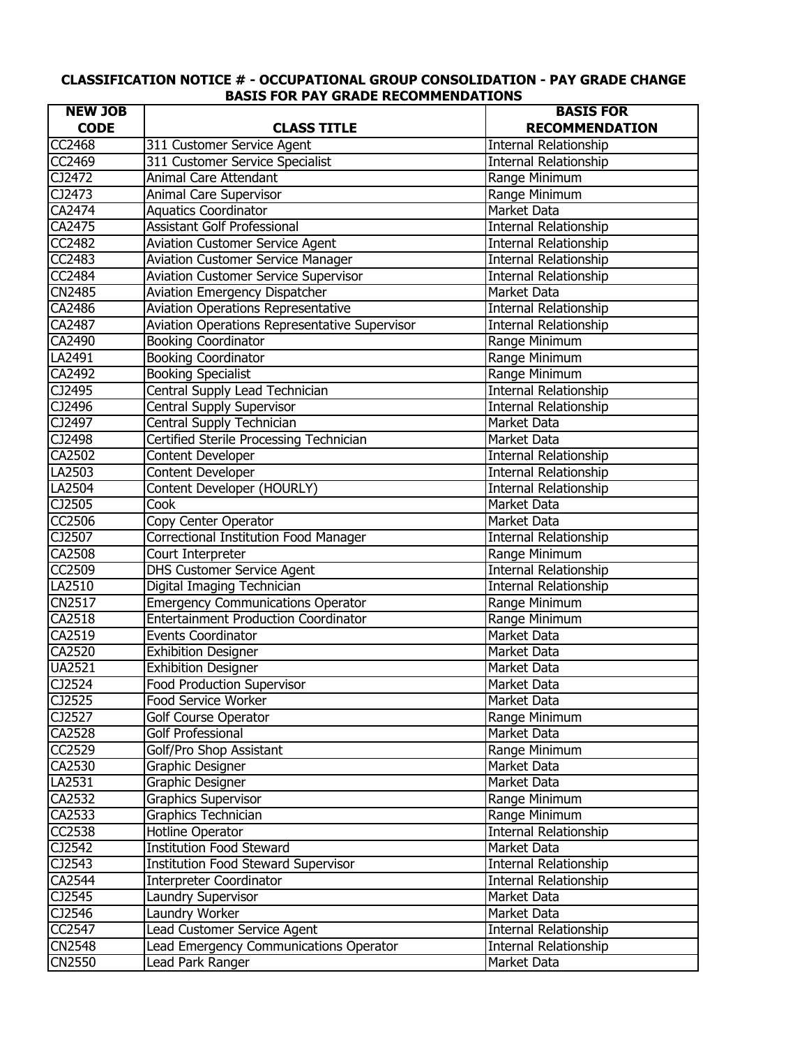**CLASSIFICATION NOTICE # - OCCUPATIONAL GROUP CONSOLIDATION - PAY GRADE CHANGE**
**BASIS FOR PAY GRADE RECOMMENDATIONS**

| NEW JOB CODE | CLASS TITLE | BASIS FOR RECOMMENDATION |
|---|---|---|
| CC2468 | 311 Customer Service Agent | Internal Relationship |
| CC2469 | 311 Customer Service Specialist | Internal Relationship |
| CJ2472 | Animal Care Attendant | Range Minimum |
| CJ2473 | Animal Care Supervisor | Range Minimum |
| CA2474 | Aquatics Coordinator | Market Data |
| CA2475 | Assistant Golf Professional | Internal Relationship |
| CC2482 | Aviation Customer Service Agent | Internal Relationship |
| CC2483 | Aviation Customer Service Manager | Internal Relationship |
| CC2484 | Aviation Customer Service Supervisor | Internal Relationship |
| CN2485 | Aviation Emergency Dispatcher | Market Data |
| CA2486 | Aviation Operations Representative | Internal Relationship |
| CA2487 | Aviation Operations Representative Supervisor | Internal Relationship |
| CA2490 | Booking Coordinator | Range Minimum |
| LA2491 | Booking Coordinator | Range Minimum |
| CA2492 | Booking Specialist | Range Minimum |
| CJ2495 | Central Supply Lead Technician | Internal Relationship |
| CJ2496 | Central Supply Supervisor | Internal Relationship |
| CJ2497 | Central Supply Technician | Market Data |
| CJ2498 | Certified Sterile Processing Technician | Market Data |
| CA2502 | Content Developer | Internal Relationship |
| LA2503 | Content Developer | Internal Relationship |
| LA2504 | Content Developer (HOURLY) | Internal Relationship |
| CJ2505 | Cook | Market Data |
| CC2506 | Copy Center Operator | Market Data |
| CJ2507 | Correctional Institution Food Manager | Internal Relationship |
| CA2508 | Court Interpreter | Range Minimum |
| CC2509 | DHS Customer Service Agent | Internal Relationship |
| LA2510 | Digital Imaging Technician | Internal Relationship |
| CN2517 | Emergency Communications Operator | Range Minimum |
| CA2518 | Entertainment Production Coordinator | Range Minimum |
| CA2519 | Events Coordinator | Market Data |
| CA2520 | Exhibition Designer | Market Data |
| UA2521 | Exhibition Designer | Market Data |
| CJ2524 | Food Production Supervisor | Market Data |
| CJ2525 | Food Service Worker | Market Data |
| CJ2527 | Golf Course Operator | Range Minimum |
| CA2528 | Golf Professional | Market Data |
| CC2529 | Golf/Pro Shop Assistant | Range Minimum |
| CA2530 | Graphic Designer | Market Data |
| LA2531 | Graphic Designer | Market Data |
| CA2532 | Graphics Supervisor | Range Minimum |
| CA2533 | Graphics Technician | Range Minimum |
| CC2538 | Hotline Operator | Internal Relationship |
| CJ2542 | Institution Food Steward | Market Data |
| CJ2543 | Institution Food Steward Supervisor | Internal Relationship |
| CA2544 | Interpreter Coordinator | Internal Relationship |
| CJ2545 | Laundry Supervisor | Market Data |
| CJ2546 | Laundry Worker | Market Data |
| CC2547 | Lead Customer Service Agent | Internal Relationship |
| CN2548 | Lead Emergency Communications Operator | Internal Relationship |
| CN2550 | Lead Park Ranger | Market Data |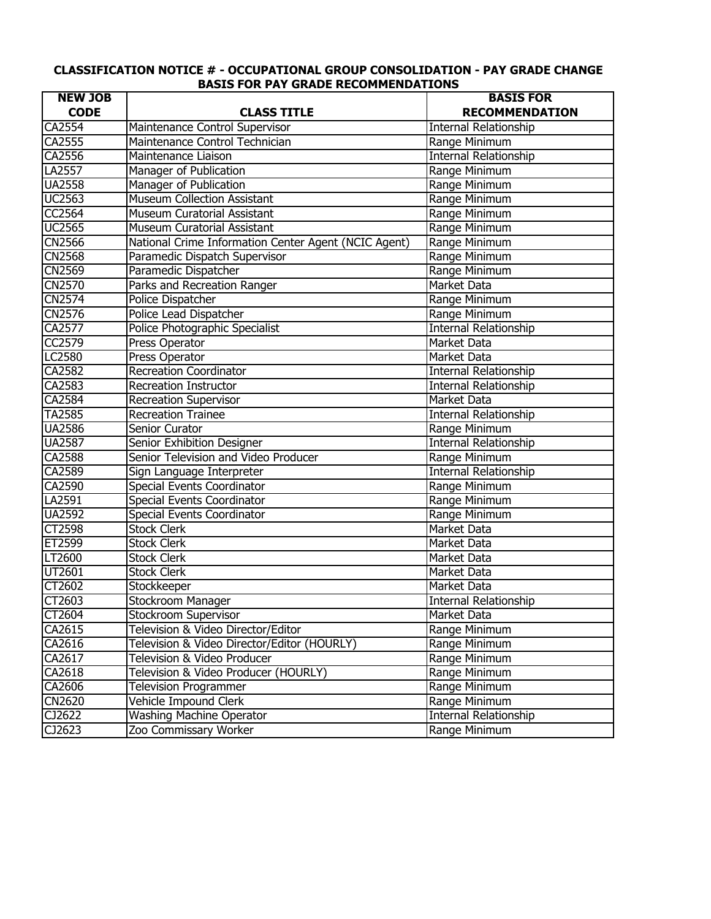**CLASSIFICATION NOTICE # - OCCUPATIONAL GROUP CONSOLIDATION - PAY GRADE CHANGE**
**BASIS FOR PAY GRADE RECOMMENDATIONS**

| NEW JOB CODE | CLASS TITLE | BASIS FOR RECOMMENDATION |
|---|---|---|
| CA2554 | Maintenance Control Supervisor | Internal Relationship |
| CA2555 | Maintenance Control Technician | Range Minimum |
| CA2556 | Maintenance Liaison | Internal Relationship |
| LA2557 | Manager of Publication | Range Minimum |
| UA2558 | Manager of Publication | Range Minimum |
| UC2563 | Museum Collection Assistant | Range Minimum |
| CC2564 | Museum Curatorial Assistant | Range Minimum |
| UC2565 | Museum Curatorial Assistant | Range Minimum |
| CN2566 | National Crime Information Center Agent (NCIC Agent) | Range Minimum |
| CN2568 | Paramedic Dispatch Supervisor | Range Minimum |
| CN2569 | Paramedic Dispatcher | Range Minimum |
| CN2570 | Parks and Recreation Ranger | Market Data |
| CN2574 | Police Dispatcher | Range Minimum |
| CN2576 | Police Lead Dispatcher | Range Minimum |
| CA2577 | Police Photographic Specialist | Internal Relationship |
| CC2579 | Press Operator | Market Data |
| LC2580 | Press Operator | Market Data |
| CA2582 | Recreation Coordinator | Internal Relationship |
| CA2583 | Recreation Instructor | Internal Relationship |
| CA2584 | Recreation Supervisor | Market Data |
| TA2585 | Recreation Trainee | Internal Relationship |
| UA2586 | Senior Curator | Range Minimum |
| UA2587 | Senior Exhibition Designer | Internal Relationship |
| CA2588 | Senior Television and Video Producer | Range Minimum |
| CA2589 | Sign Language Interpreter | Internal Relationship |
| CA2590 | Special Events Coordinator | Range Minimum |
| LA2591 | Special Events Coordinator | Range Minimum |
| UA2592 | Special Events Coordinator | Range Minimum |
| CT2598 | Stock Clerk | Market Data |
| ET2599 | Stock Clerk | Market Data |
| LT2600 | Stock Clerk | Market Data |
| UT2601 | Stock Clerk | Market Data |
| CT2602 | Stockkeeper | Market Data |
| CT2603 | Stockroom Manager | Internal Relationship |
| CT2604 | Stockroom Supervisor | Market Data |
| CA2615 | Television & Video Director/Editor | Range Minimum |
| CA2616 | Television & Video Director/Editor (HOURLY) | Range Minimum |
| CA2617 | Television & Video Producer | Range Minimum |
| CA2618 | Television & Video Producer (HOURLY) | Range Minimum |
| CA2606 | Television Programmer | Range Minimum |
| CN2620 | Vehicle Impound Clerk | Range Minimum |
| CJ2622 | Washing Machine Operator | Internal Relationship |
| CJ2623 | Zoo Commissary Worker | Range Minimum |